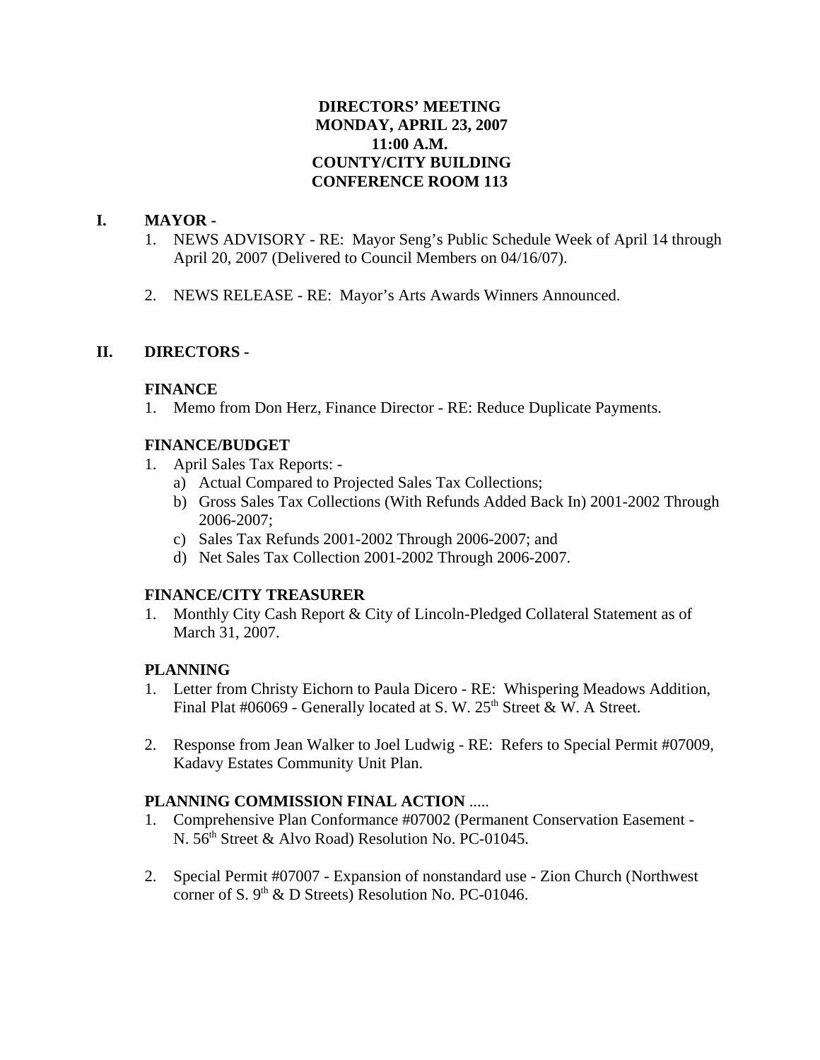**DIRECTORS' MEETING**
**MONDAY, APRIL 23, 2007**
**11:00 A.M.**
**COUNTY/CITY BUILDING**
**CONFERENCE ROOM 113**

## I. MAYOR -

1. NEWS ADVISORY - RE: Mayor Seng's Public Schedule Week of April 14 through April 20, 2007 (Delivered to Council Members on 04/16/07).

2. NEWS RELEASE - RE: Mayor's Arts Awards Winners Announced.

## II. DIRECTORS -

### FINANCE

1. Memo from Don Herz, Finance Director - RE: Reduce Duplicate Payments.

### FINANCE/BUDGET

1. April Sales Tax Reports: -
   a) Actual Compared to Projected Sales Tax Collections;
   b) Gross Sales Tax Collections (With Refunds Added Back In) 2001-2002 Through 2006-2007;
   c) Sales Tax Refunds 2001-2002 Through 2006-2007; and
   d) Net Sales Tax Collection 2001-2002 Through 2006-2007.

### FINANCE/CITY TREASURER

1. Monthly City Cash Report & City of Lincoln-Pledged Collateral Statement as of March 31, 2007.

### PLANNING

1. Letter from Christy Eichorn to Paula Dicero - RE: Whispering Meadows Addition, Final Plat #06069 - Generally located at S. W. 25th Street & W. A Street.

2. Response from Jean Walker to Joel Ludwig - RE: Refers to Special Permit #07009, Kadavy Estates Community Unit Plan.

### PLANNING COMMISSION FINAL ACTION .....

1. Comprehensive Plan Conformance #07002 (Permanent Conservation Easement - N. 56th Street & Alvo Road) Resolution No. PC-01045.

2. Special Permit #07007 - Expansion of nonstandard use - Zion Church (Northwest corner of S. 9th & D Streets) Resolution No. PC-01046.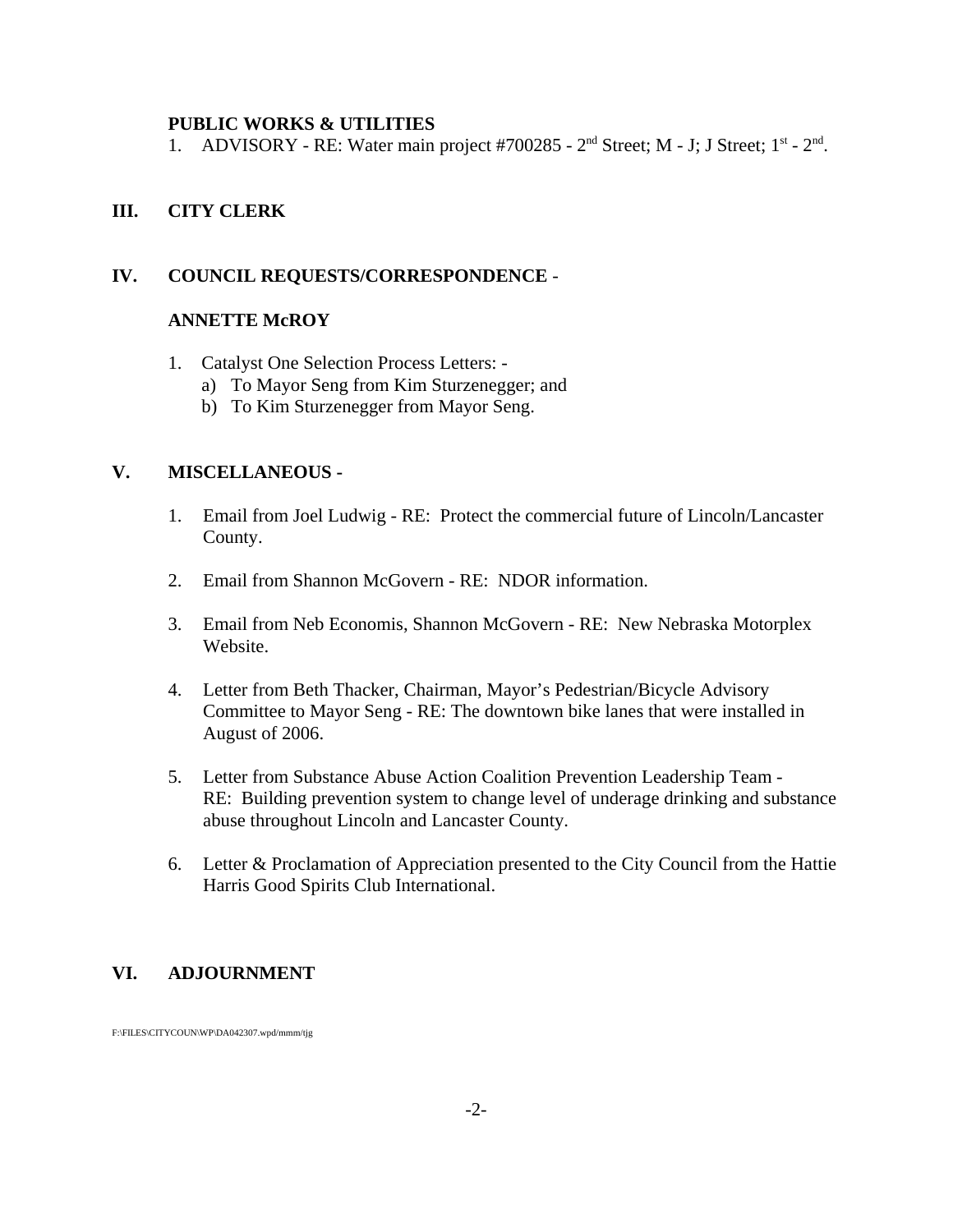**PUBLIC WORKS & UTILITIES**

1. ADVISORY - RE: Water main project #700285 - 2nd Street; M - J; J Street; 1st - 2nd.

## III. CITY CLERK

## IV. COUNCIL REQUESTS/CORRESPONDENCE -

**ANNETTE McROY**

1. Catalyst One Selection Process Letters: -
   a) To Mayor Seng from Kim Sturzenegger; and
   b) To Kim Sturzenegger from Mayor Seng.

## V. MISCELLANEOUS -

1. Email from Joel Ludwig - RE: Protect the commercial future of Lincoln/Lancaster County.

2. Email from Shannon McGovern - RE: NDOR information.

3. Email from Neb Economis, Shannon McGovern - RE: New Nebraska Motorplex Website.

4. Letter from Beth Thacker, Chairman, Mayor's Pedestrian/Bicycle Advisory Committee to Mayor Seng - RE: The downtown bike lanes that were installed in August of 2006.

5. Letter from Substance Abuse Action Coalition Prevention Leadership Team - RE: Building prevention system to change level of underage drinking and substance abuse throughout Lincoln and Lancaster County.

6. Letter & Proclamation of Appreciation presented to the City Council from the Hattie Harris Good Spirits Club International.

## VI. ADJOURNMENT

F:\FILES\CITYCOUN\WP\DA042307.wpd/mmm/tjg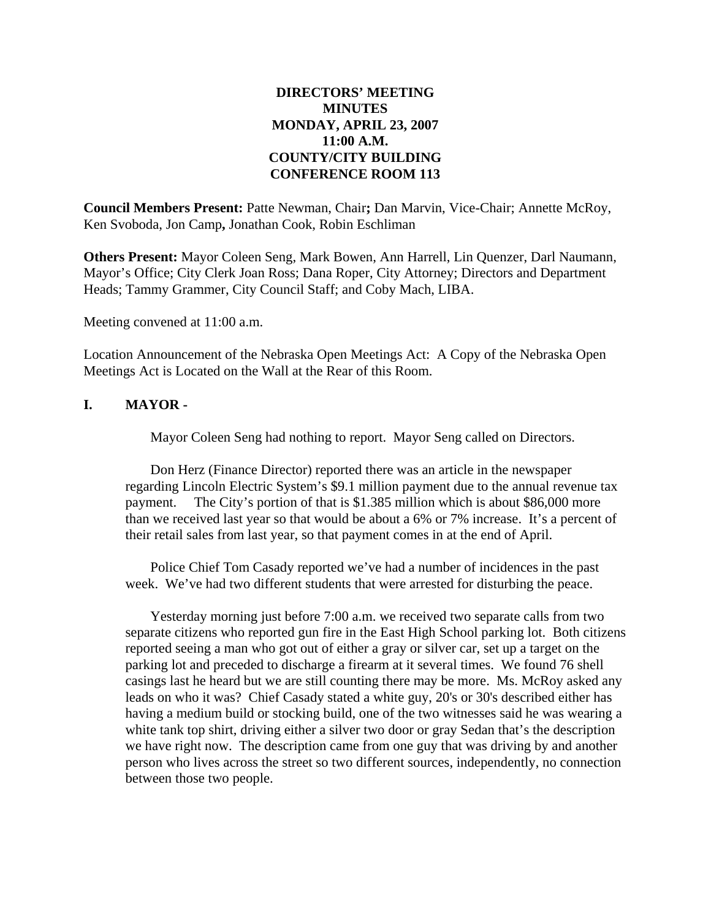**DIRECTORS' MEETING**
**MINUTES**
**MONDAY, APRIL 23, 2007**
**11:00 A.M.**
**COUNTY/CITY BUILDING**
**CONFERENCE ROOM 113**

**Council Members Present:** Patte Newman, Chair**;** Dan Marvin, Vice-Chair; Annette McRoy, Ken Svoboda, Jon Camp**,** Jonathan Cook, Robin Eschliman

**Others Present:** Mayor Coleen Seng, Mark Bowen, Ann Harrell, Lin Quenzer, Darl Naumann, Mayor's Office; City Clerk Joan Ross; Dana Roper, City Attorney; Directors and Department Heads; Tammy Grammer, City Council Staff; and Coby Mach, LIBA.

Meeting convened at 11:00 a.m.

Location Announcement of the Nebraska Open Meetings Act: A Copy of the Nebraska Open Meetings Act is Located on the Wall at the Rear of this Room.

## I. MAYOR -

Mayor Coleen Seng had nothing to report. Mayor Seng called on Directors.

Don Herz (Finance Director) reported there was an article in the newspaper regarding Lincoln Electric System's $9.1 million payment due to the annual revenue tax payment. The City's portion of that is $1.385 million which is about $86,000 more than we received last year so that would be about a 6% or 7% increase. It's a percent of their retail sales from last year, so that payment comes in at the end of April.

Police Chief Tom Casady reported we've had a number of incidences in the past week. We've had two different students that were arrested for disturbing the peace.

Yesterday morning just before 7:00 a.m. we received two separate calls from two separate citizens who reported gun fire in the East High School parking lot. Both citizens reported seeing a man who got out of either a gray or silver car, set up a target on the parking lot and preceded to discharge a firearm at it several times. We found 76 shell casings last he heard but we are still counting there may be more. Ms. McRoy asked any leads on who it was? Chief Casady stated a white guy, 20's or 30's described either has having a medium build or stocking build, one of the two witnesses said he was wearing a white tank top shirt, driving either a silver two door or gray Sedan that's the description we have right now. The description came from one guy that was driving by and another person who lives across the street so two different sources, independently, no connection between those two people.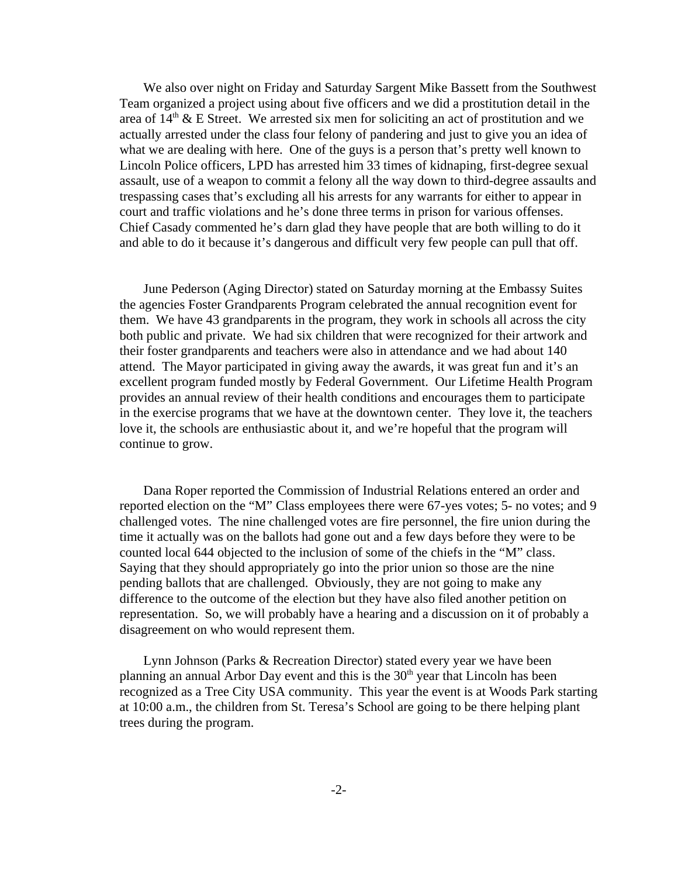We also over night on Friday and Saturday Sargent Mike Bassett from the Southwest Team organized a project using about five officers and we did a prostitution detail in the area of 14th & E Street. We arrested six men for soliciting an act of prostitution and we actually arrested under the class four felony of pandering and just to give you an idea of what we are dealing with here. One of the guys is a person that's pretty well known to Lincoln Police officers, LPD has arrested him 33 times of kidnaping, first-degree sexual assault, use of a weapon to commit a felony all the way down to third-degree assaults and trespassing cases that's excluding all his arrests for any warrants for either to appear in court and traffic violations and he's done three terms in prison for various offenses. Chief Casady commented he's darn glad they have people that are both willing to do it and able to do it because it's dangerous and difficult very few people can pull that off.

June Pederson (Aging Director) stated on Saturday morning at the Embassy Suites the agencies Foster Grandparents Program celebrated the annual recognition event for them. We have 43 grandparents in the program, they work in schools all across the city both public and private. We had six children that were recognized for their artwork and their foster grandparents and teachers were also in attendance and we had about 140 attend. The Mayor participated in giving away the awards, it was great fun and it's an excellent program funded mostly by Federal Government. Our Lifetime Health Program provides an annual review of their health conditions and encourages them to participate in the exercise programs that we have at the downtown center. They love it, the teachers love it, the schools are enthusiastic about it, and we're hopeful that the program will continue to grow.

Dana Roper reported the Commission of Industrial Relations entered an order and reported election on the "M" Class employees there were 67-yes votes; 5- no votes; and 9 challenged votes. The nine challenged votes are fire personnel, the fire union during the time it actually was on the ballots had gone out and a few days before they were to be counted local 644 objected to the inclusion of some of the chiefs in the "M" class. Saying that they should appropriately go into the prior union so those are the nine pending ballots that are challenged. Obviously, they are not going to make any difference to the outcome of the election but they have also filed another petition on representation. So, we will probably have a hearing and a discussion on it of probably a disagreement on who would represent them.

Lynn Johnson (Parks & Recreation Director) stated every year we have been planning an annual Arbor Day event and this is the 30th year that Lincoln has been recognized as a Tree City USA community. This year the event is at Woods Park starting at 10:00 a.m., the children from St. Teresa's School are going to be there helping plant trees during the program.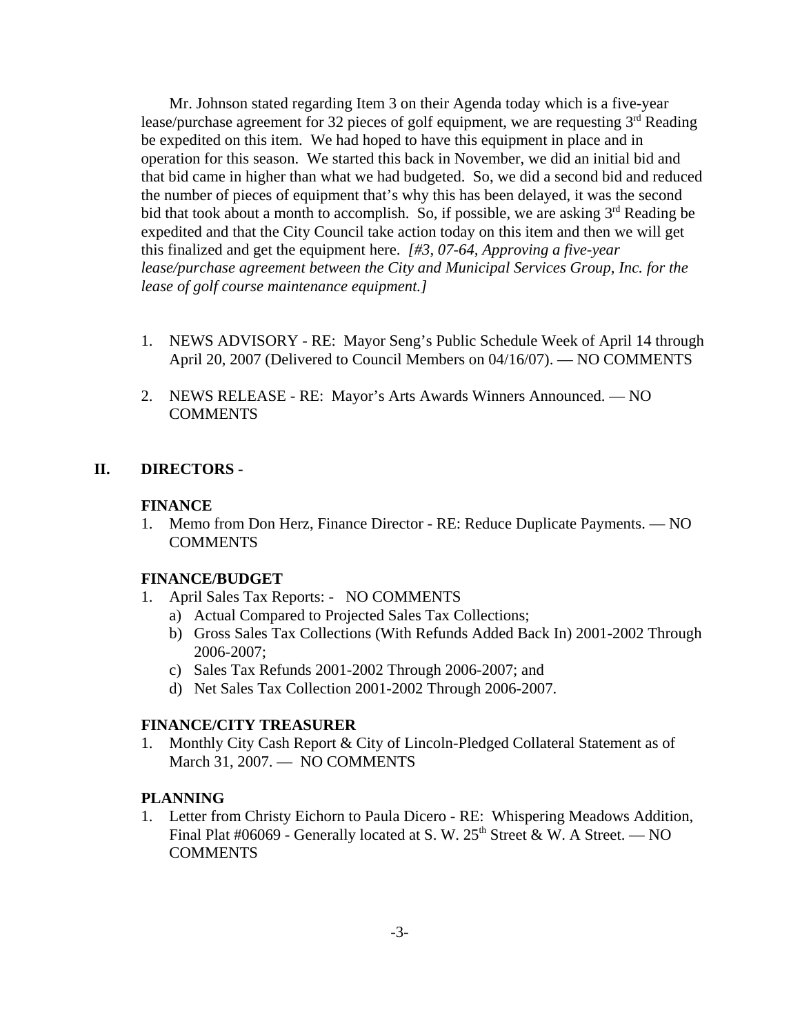Mr. Johnson stated regarding Item 3 on their Agenda today which is a five-year lease/purchase agreement for 32 pieces of golf equipment, we are requesting 3rd Reading be expedited on this item. We had hoped to have this equipment in place and in operation for this season. We started this back in November, we did an initial bid and that bid came in higher than what we had budgeted. So, we did a second bid and reduced the number of pieces of equipment that's why this has been delayed, it was the second bid that took about a month to accomplish. So, if possible, we are asking 3rd Reading be expedited and that the City Council take action today on this item and then we will get this finalized and get the equipment here. *[#3, 07-64, Approving a five-year lease/purchase agreement between the City and Municipal Services Group, Inc. for the lease of golf course maintenance equipment.]*

1. NEWS ADVISORY - RE: Mayor Seng's Public Schedule Week of April 14 through April 20, 2007 (Delivered to Council Members on 04/16/07). — NO COMMENTS

2. NEWS RELEASE - RE: Mayor's Arts Awards Winners Announced. — NO COMMENTS

## II. DIRECTORS -

**FINANCE**

1. Memo from Don Herz, Finance Director - RE: Reduce Duplicate Payments. — NO COMMENTS

**FINANCE/BUDGET**

1. April Sales Tax Reports: - NO COMMENTS
   a) Actual Compared to Projected Sales Tax Collections;
   b) Gross Sales Tax Collections (With Refunds Added Back In) 2001-2002 Through 2006-2007;
   c) Sales Tax Refunds 2001-2002 Through 2006-2007; and
   d) Net Sales Tax Collection 2001-2002 Through 2006-2007.

**FINANCE/CITY TREASURER**

1. Monthly City Cash Report & City of Lincoln-Pledged Collateral Statement as of March 31, 2007. — NO COMMENTS

**PLANNING**

1. Letter from Christy Eichorn to Paula Dicero - RE: Whispering Meadows Addition, Final Plat #06069 - Generally located at S. W. 25th Street & W. A Street. — NO COMMENTS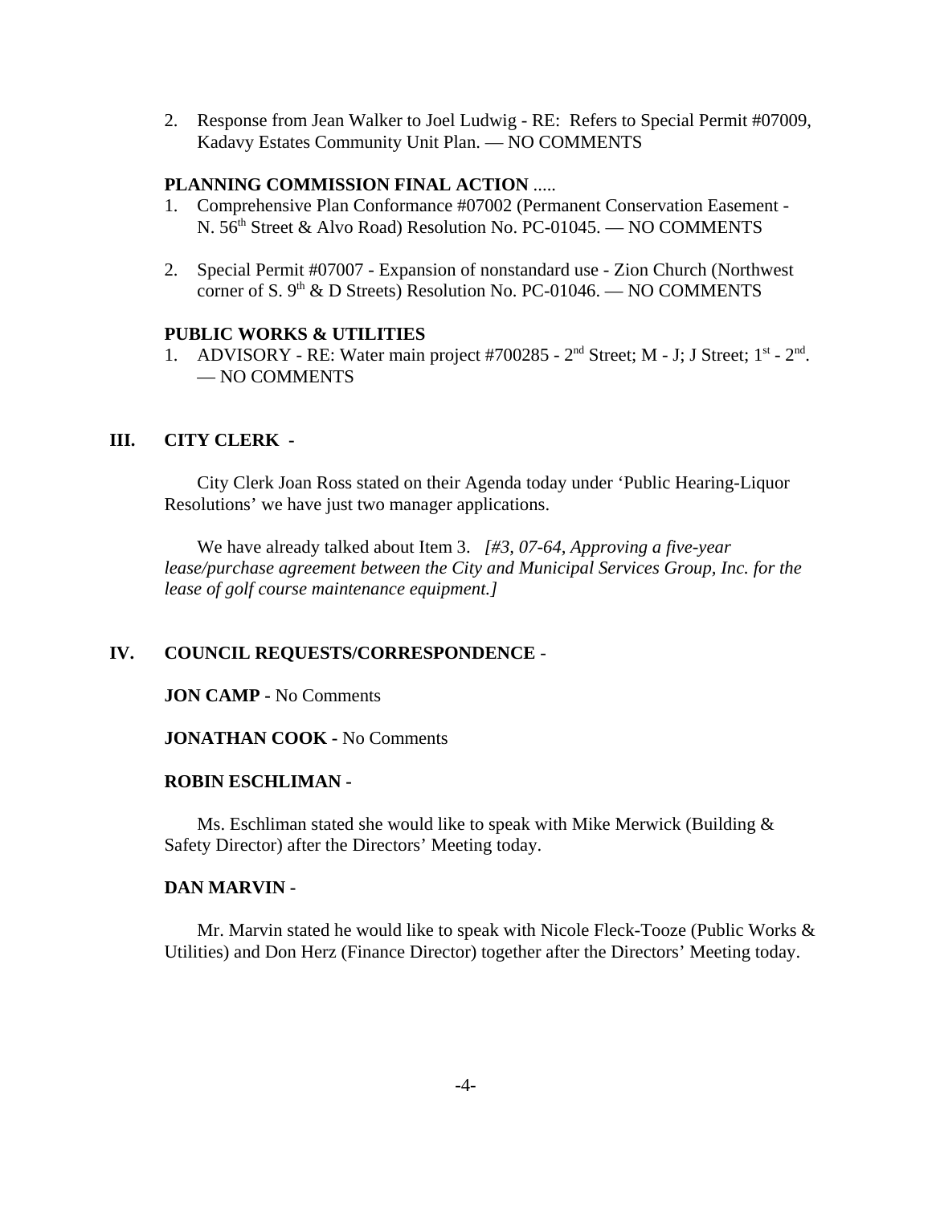2. Response from Jean Walker to Joel Ludwig - RE: Refers to Special Permit #07009, Kadavy Estates Community Unit Plan. — NO COMMENTS

**PLANNING COMMISSION FINAL ACTION** .....

1. Comprehensive Plan Conformance #07002 (Permanent Conservation Easement - N. 56th Street & Alvo Road) Resolution No. PC-01045. — NO COMMENTS

2. Special Permit #07007 - Expansion of nonstandard use - Zion Church (Northwest corner of S. 9th & D Streets) Resolution No. PC-01046. — NO COMMENTS

**PUBLIC WORKS & UTILITIES**

1. ADVISORY - RE: Water main project #700285 - 2nd Street; M - J; J Street; 1st - 2nd. — NO COMMENTS

## III. CITY CLERK -

City Clerk Joan Ross stated on their Agenda today under 'Public Hearing-Liquor Resolutions' we have just two manager applications.

We have already talked about Item 3. *[#3, 07-64, Approving a five-year lease/purchase agreement between the City and Municipal Services Group, Inc. for the lease of golf course maintenance equipment.]*

## IV. COUNCIL REQUESTS/CORRESPONDENCE -

**JON CAMP -** No Comments

**JONATHAN COOK -** No Comments

**ROBIN ESCHLIMAN -**

Ms. Eschliman stated she would like to speak with Mike Merwick (Building & Safety Director) after the Directors' Meeting today.

**DAN MARVIN -**

Mr. Marvin stated he would like to speak with Nicole Fleck-Tooze (Public Works & Utilities) and Don Herz (Finance Director) together after the Directors' Meeting today.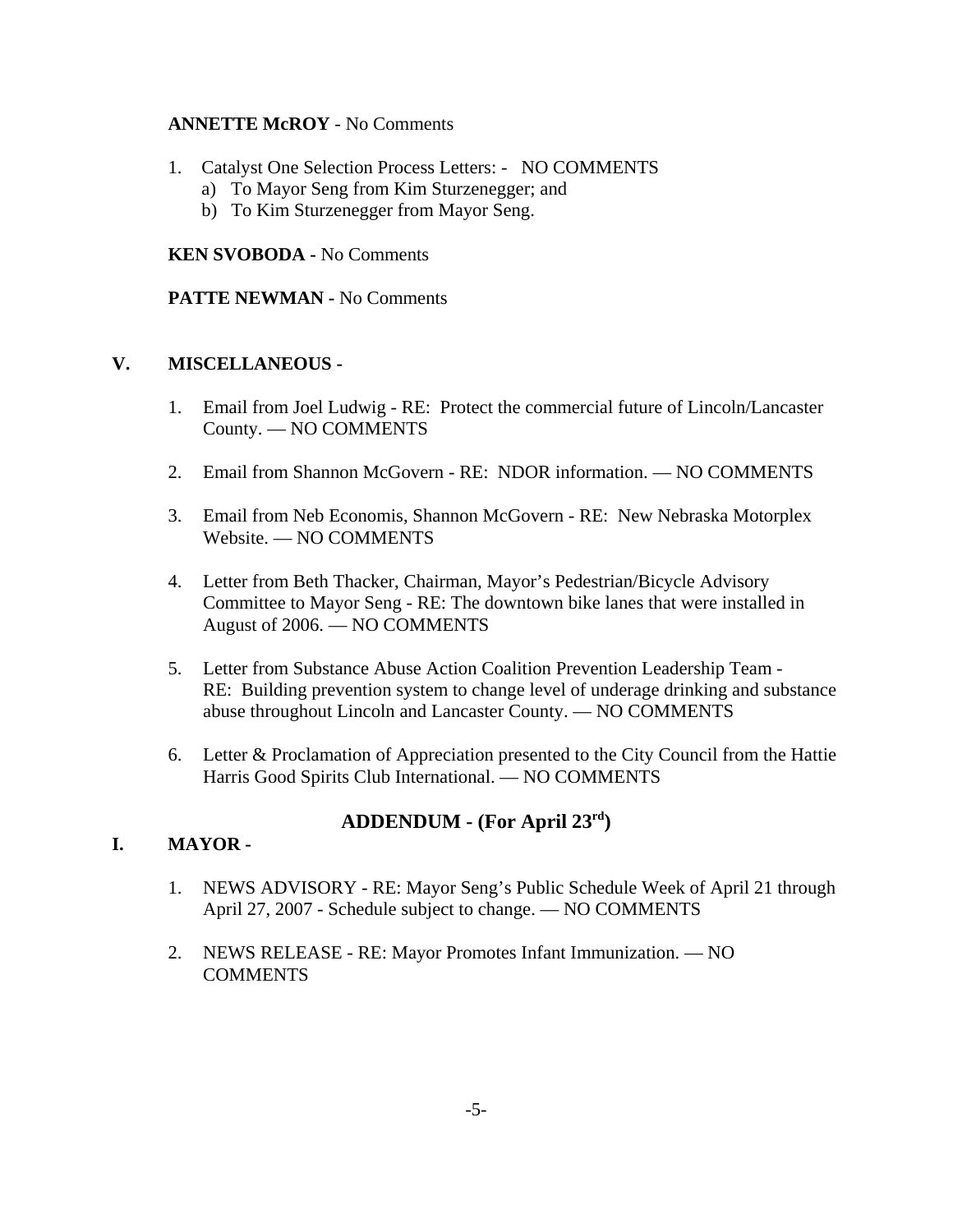**ANNETTE McROY** - No Comments

1. Catalyst One Selection Process Letters: - NO COMMENTS
   a) To Mayor Seng from Kim Sturzenegger; and
   b) To Kim Sturzenegger from Mayor Seng.

**KEN SVOBODA -** No Comments

**PATTE NEWMAN -** No Comments

## V. MISCELLANEOUS -

1. Email from Joel Ludwig - RE: Protect the commercial future of Lincoln/Lancaster County. — NO COMMENTS

2. Email from Shannon McGovern - RE: NDOR information. — NO COMMENTS

3. Email from Neb Economis, Shannon McGovern - RE: New Nebraska Motorplex Website. — NO COMMENTS

4. Letter from Beth Thacker, Chairman, Mayor's Pedestrian/Bicycle Advisory Committee to Mayor Seng - RE: The downtown bike lanes that were installed in August of 2006. — NO COMMENTS

5. Letter from Substance Abuse Action Coalition Prevention Leadership Team - RE: Building prevention system to change level of underage drinking and substance abuse throughout Lincoln and Lancaster County. — NO COMMENTS

6. Letter & Proclamation of Appreciation presented to the City Council from the Hattie Harris Good Spirits Club International. — NO COMMENTS

## ADDENDUM - (For April 23rd)

## I. MAYOR -

1. NEWS ADVISORY - RE: Mayor Seng's Public Schedule Week of April 21 through April 27, 2007 - Schedule subject to change. — NO COMMENTS

2. NEWS RELEASE - RE: Mayor Promotes Infant Immunization. — NO COMMENTS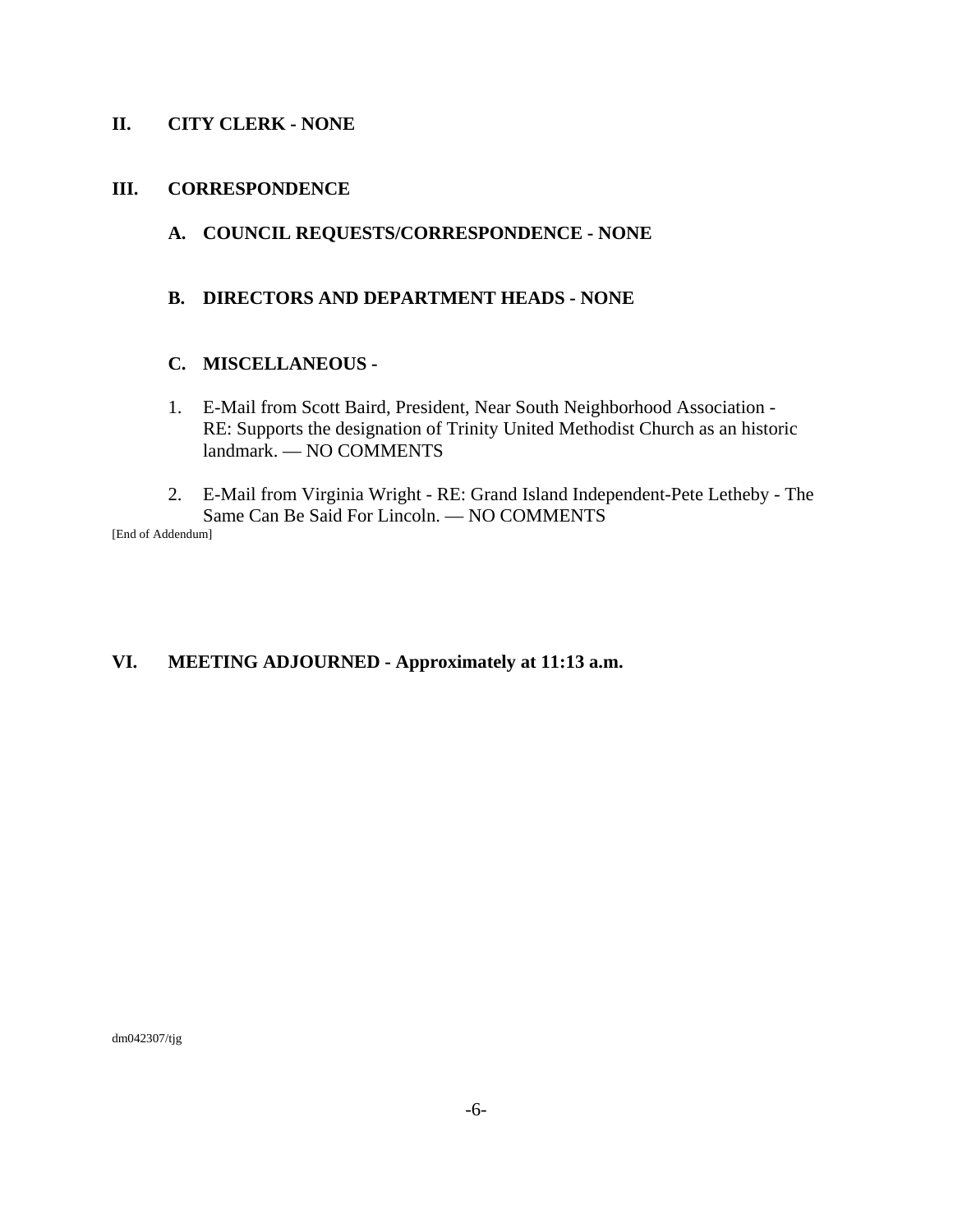## II. CITY CLERK - NONE

## III. CORRESPONDENCE

### A. COUNCIL REQUESTS/CORRESPONDENCE - NONE

### B. DIRECTORS AND DEPARTMENT HEADS - NONE

### C. MISCELLANEOUS -

1. E-Mail from Scott Baird, President, Near South Neighborhood Association - RE: Supports the designation of Trinity United Methodist Church as an historic landmark. — NO COMMENTS

2. E-Mail from Virginia Wright - RE: Grand Island Independent-Pete Letheby - The Same Can Be Said For Lincoln. — NO COMMENTS

[End of Addendum]

## VI. MEETING ADJOURNED - Approximately at 11:13 a.m.

dm042307/tjg